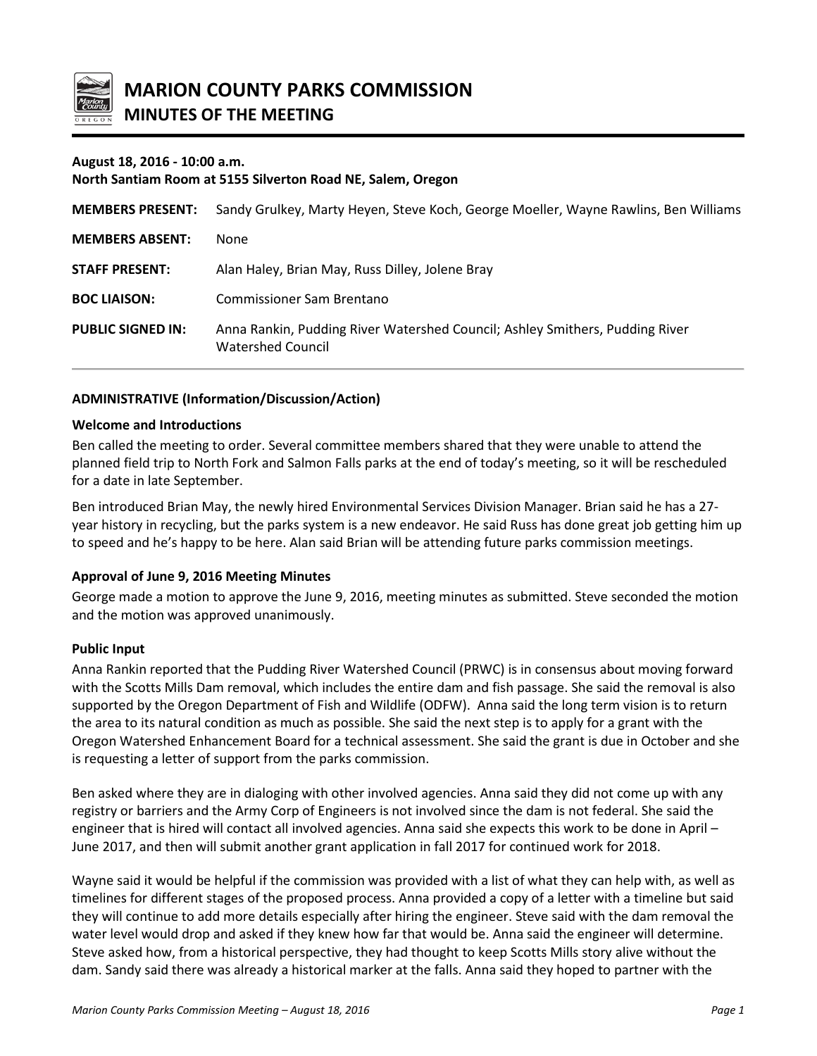# MARION COUNTY PARKS COMMISSION

## MINUTES OF THE MEETING

**August 18, 2016 - 10:00 a.m.**
**North Santiam Room at 5155 Silverton Road NE, Salem, Oregon**

| | |
|---|---|
| **MEMBERS PRESENT:** | Sandy Grulkey, Marty Heyen, Steve Koch, George Moeller, Wayne Rawlins, Ben Williams |
| **MEMBERS ABSENT:** | None |
| **STAFF PRESENT:** | Alan Haley, Brian May, Russ Dilley, Jolene Bray |
| **BOC LIAISON:** | Commissioner Sam Brentano |
| **PUBLIC SIGNED IN:** | Anna Rankin, Pudding River Watershed Council; Ashley Smithers, Pudding River Watershed Council |

### ADMINISTRATIVE (Information/Discussion/Action)

**Welcome and Introductions**

Ben called the meeting to order. Several committee members shared that they were unable to attend the planned field trip to North Fork and Salmon Falls parks at the end of today's meeting, so it will be rescheduled for a date in late September.

Ben introduced Brian May, the newly hired Environmental Services Division Manager. Brian said he has a 27-year history in recycling, but the parks system is a new endeavor. He said Russ has done great job getting him up to speed and he's happy to be here. Alan said Brian will be attending future parks commission meetings.

**Approval of June 9, 2016 Meeting Minutes**

George made a motion to approve the June 9, 2016, meeting minutes as submitted. Steve seconded the motion and the motion was approved unanimously.

**Public Input**

Anna Rankin reported that the Pudding River Watershed Council (PRWC) is in consensus about moving forward with the Scotts Mills Dam removal, which includes the entire dam and fish passage. She said the removal is also supported by the Oregon Department of Fish and Wildlife (ODFW). Anna said the long term vision is to return the area to its natural condition as much as possible. She said the next step is to apply for a grant with the Oregon Watershed Enhancement Board for a technical assessment. She said the grant is due in October and she is requesting a letter of support from the parks commission.

Ben asked where they are in dialoging with other involved agencies. Anna said they did not come up with any registry or barriers and the Army Corp of Engineers is not involved since the dam is not federal. She said the engineer that is hired will contact all involved agencies. Anna said she expects this work to be done in April – June 2017, and then will submit another grant application in fall 2017 for continued work for 2018.

Wayne said it would be helpful if the commission was provided with a list of what they can help with, as well as timelines for different stages of the proposed process. Anna provided a copy of a letter with a timeline but said they will continue to add more details especially after hiring the engineer. Steve said with the dam removal the water level would drop and asked if they knew how far that would be. Anna said the engineer will determine. Steve asked how, from a historical perspective, they had thought to keep Scotts Mills story alive without the dam. Sandy said there was already a historical marker at the falls. Anna said they hoped to partner with the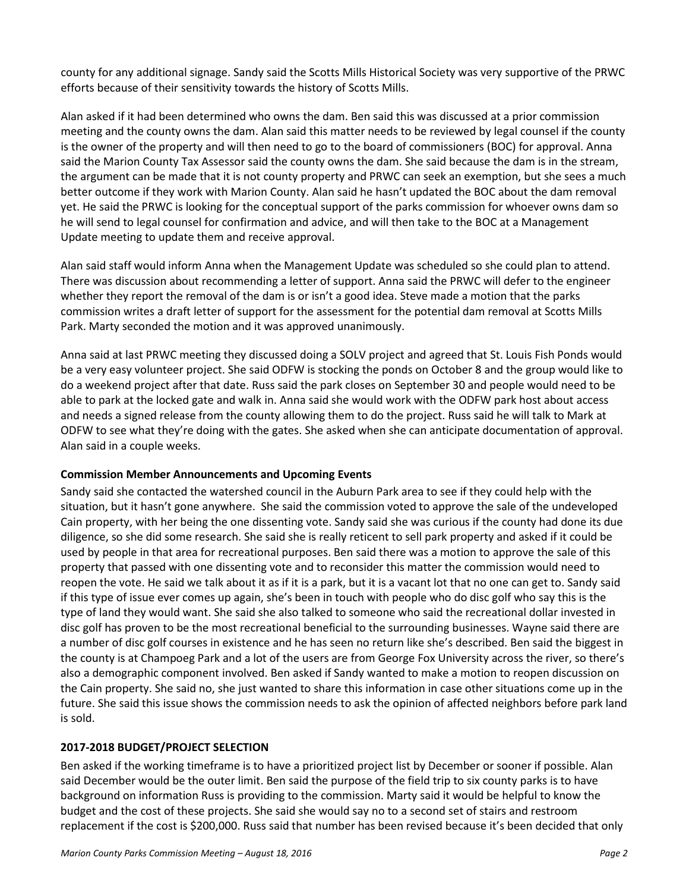county for any additional signage. Sandy said the Scotts Mills Historical Society was very supportive of the PRWC efforts because of their sensitivity towards the history of Scotts Mills.

Alan asked if it had been determined who owns the dam. Ben said this was discussed at a prior commission meeting and the county owns the dam. Alan said this matter needs to be reviewed by legal counsel if the county is the owner of the property and will then need to go to the board of commissioners (BOC) for approval. Anna said the Marion County Tax Assessor said the county owns the dam. She said because the dam is in the stream, the argument can be made that it is not county property and PRWC can seek an exemption, but she sees a much better outcome if they work with Marion County. Alan said he hasn't updated the BOC about the dam removal yet. He said the PRWC is looking for the conceptual support of the parks commission for whoever owns dam so he will send to legal counsel for confirmation and advice, and will then take to the BOC at a Management Update meeting to update them and receive approval.

Alan said staff would inform Anna when the Management Update was scheduled so she could plan to attend. There was discussion about recommending a letter of support. Anna said the PRWC will defer to the engineer whether they report the removal of the dam is or isn't a good idea. Steve made a motion that the parks commission writes a draft letter of support for the assessment for the potential dam removal at Scotts Mills Park. Marty seconded the motion and it was approved unanimously.

Anna said at last PRWC meeting they discussed doing a SOLV project and agreed that St. Louis Fish Ponds would be a very easy volunteer project. She said ODFW is stocking the ponds on October 8 and the group would like to do a weekend project after that date. Russ said the park closes on September 30 and people would need to be able to park at the locked gate and walk in. Anna said she would work with the ODFW park host about access and needs a signed release from the county allowing them to do the project. Russ said he will talk to Mark at ODFW to see what they're doing with the gates. She asked when she can anticipate documentation of approval. Alan said in a couple weeks.

**Commission Member Announcements and Upcoming Events**

Sandy said she contacted the watershed council in the Auburn Park area to see if they could help with the situation, but it hasn't gone anywhere. She said the commission voted to approve the sale of the undeveloped Cain property, with her being the one dissenting vote. Sandy said she was curious if the county had done its due diligence, so she did some research. She said she is really reticent to sell park property and asked if it could be used by people in that area for recreational purposes. Ben said there was a motion to approve the sale of this property that passed with one dissenting vote and to reconsider this matter the commission would need to reopen the vote. He said we talk about it as if it is a park, but it is a vacant lot that no one can get to. Sandy said if this type of issue ever comes up again, she's been in touch with people who do disc golf who say this is the type of land they would want. She said she also talked to someone who said the recreational dollar invested in disc golf has proven to be the most recreational beneficial to the surrounding businesses. Wayne said there are a number of disc golf courses in existence and he has seen no return like she's described. Ben said the biggest in the county is at Champoeg Park and a lot of the users are from George Fox University across the river, so there's also a demographic component involved. Ben asked if Sandy wanted to make a motion to reopen discussion on the Cain property. She said no, she just wanted to share this information in case other situations come up in the future. She said this issue shows the commission needs to ask the opinion of affected neighbors before park land is sold.

**2017-2018 BUDGET/PROJECT SELECTION**

Ben asked if the working timeframe is to have a prioritized project list by December or sooner if possible. Alan said December would be the outer limit. Ben said the purpose of the field trip to six county parks is to have background on information Russ is providing to the commission. Marty said it would be helpful to know the budget and the cost of these projects. She said she would say no to a second set of stairs and restroom replacement if the cost is $200,000. Russ said that number has been revised because it's been decided that only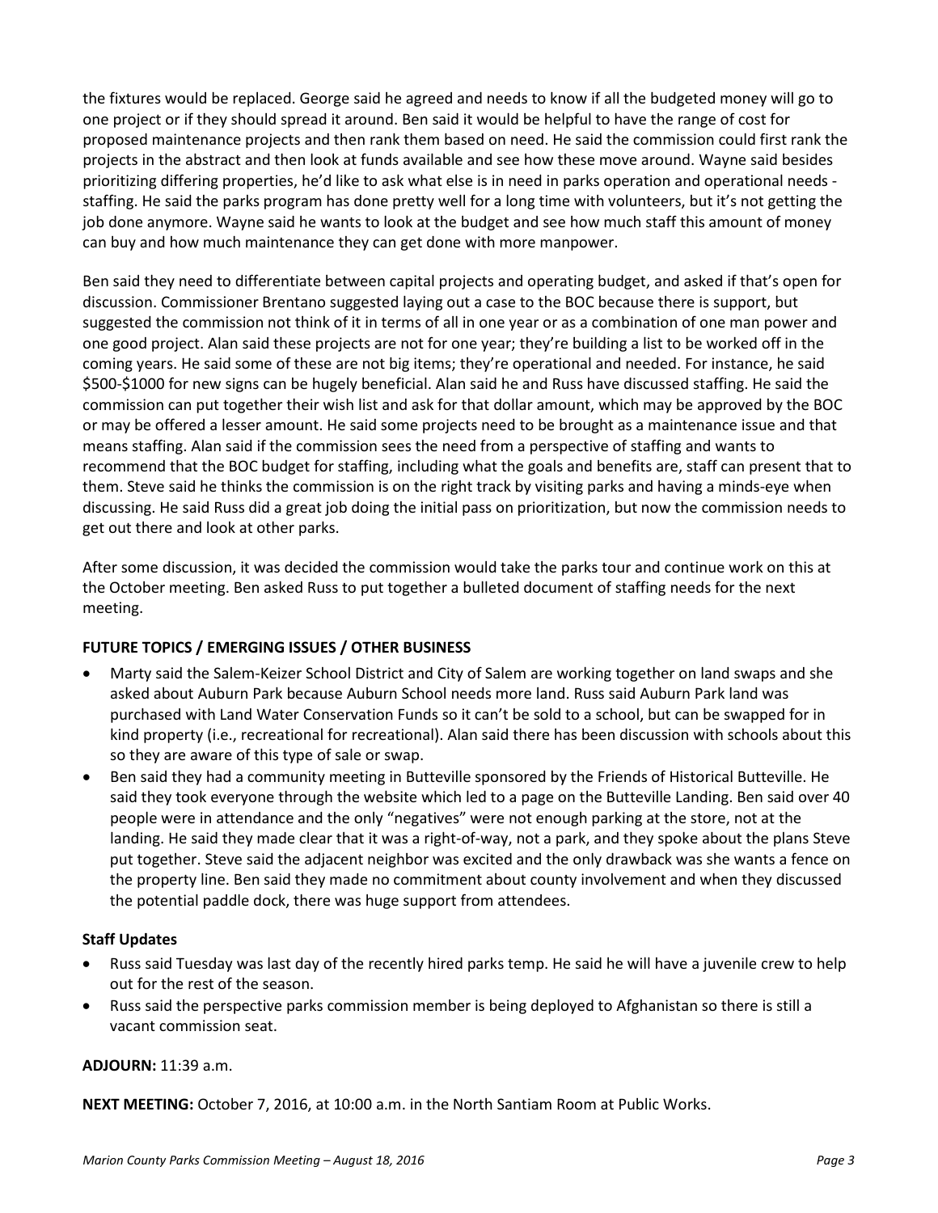the fixtures would be replaced. George said he agreed and needs to know if all the budgeted money will go to one project or if they should spread it around. Ben said it would be helpful to have the range of cost for proposed maintenance projects and then rank them based on need. He said the commission could first rank the projects in the abstract and then look at funds available and see how these move around. Wayne said besides prioritizing differing properties, he'd like to ask what else is in need in parks operation and operational needs - staffing. He said the parks program has done pretty well for a long time with volunteers, but it's not getting the job done anymore. Wayne said he wants to look at the budget and see how much staff this amount of money can buy and how much maintenance they can get done with more manpower.

Ben said they need to differentiate between capital projects and operating budget, and asked if that's open for discussion. Commissioner Brentano suggested laying out a case to the BOC because there is support, but suggested the commission not think of it in terms of all in one year or as a combination of one man power and one good project. Alan said these projects are not for one year; they're building a list to be worked off in the coming years. He said some of these are not big items; they're operational and needed. For instance, he said $500-$1000 for new signs can be hugely beneficial. Alan said he and Russ have discussed staffing. He said the commission can put together their wish list and ask for that dollar amount, which may be approved by the BOC or may be offered a lesser amount. He said some projects need to be brought as a maintenance issue and that means staffing. Alan said if the commission sees the need from a perspective of staffing and wants to recommend that the BOC budget for staffing, including what the goals and benefits are, staff can present that to them. Steve said he thinks the commission is on the right track by visiting parks and having a minds-eye when discussing. He said Russ did a great job doing the initial pass on prioritization, but now the commission needs to get out there and look at other parks.

After some discussion, it was decided the commission would take the parks tour and continue work on this at the October meeting. Ben asked Russ to put together a bulleted document of staffing needs for the next meeting.

**FUTURE TOPICS / EMERGING ISSUES / OTHER BUSINESS**

- Marty said the Salem-Keizer School District and City of Salem are working together on land swaps and she asked about Auburn Park because Auburn School needs more land. Russ said Auburn Park land was purchased with Land Water Conservation Funds so it can't be sold to a school, but can be swapped for in kind property (i.e., recreational for recreational). Alan said there has been discussion with schools about this so they are aware of this type of sale or swap.
- Ben said they had a community meeting in Butteville sponsored by the Friends of Historical Butteville. He said they took everyone through the website which led to a page on the Butteville Landing. Ben said over 40 people were in attendance and the only "negatives" were not enough parking at the store, not at the landing. He said they made clear that it was a right-of-way, not a park, and they spoke about the plans Steve put together. Steve said the adjacent neighbor was excited and the only drawback was she wants a fence on the property line. Ben said they made no commitment about county involvement and when they discussed the potential paddle dock, there was huge support from attendees.

**Staff Updates**

- Russ said Tuesday was last day of the recently hired parks temp. He said he will have a juvenile crew to help out for the rest of the season.
- Russ said the perspective parks commission member is being deployed to Afghanistan so there is still a vacant commission seat.

**ADJOURN:** 11:39 a.m.

**NEXT MEETING:** October 7, 2016, at 10:00 a.m. in the North Santiam Room at Public Works.